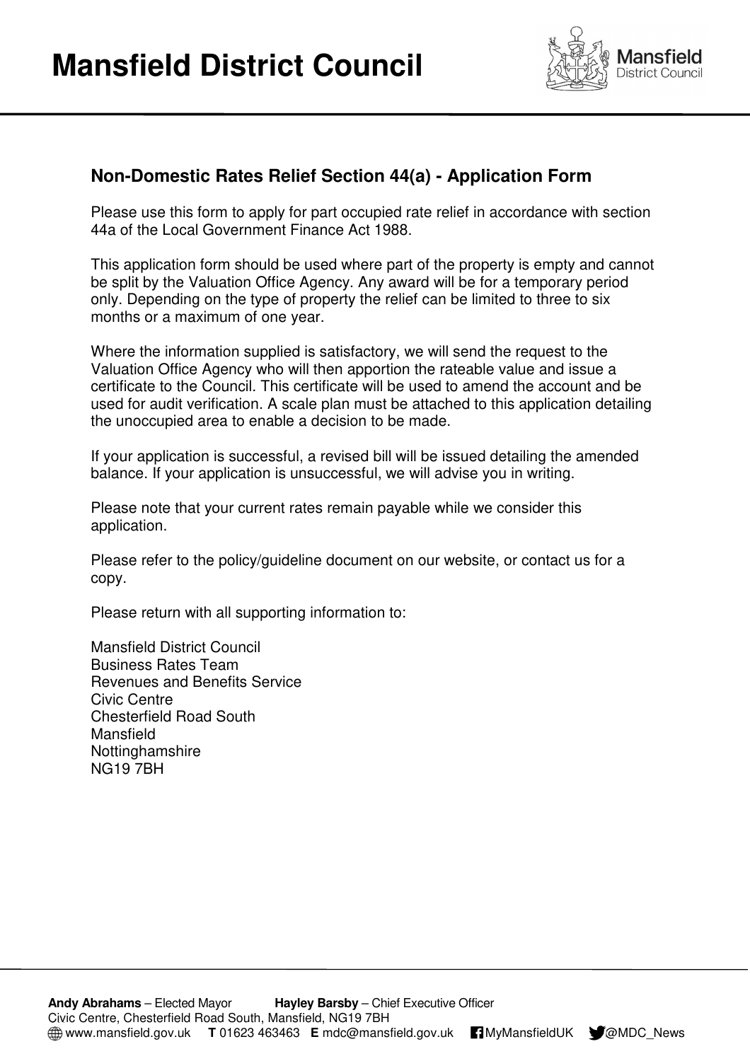# Mansfield District Council

## Non-Domestic Rates Relief Section 44(a) - Application Form

Please use this form to apply for part occupied rate relief in accordance with section 44a of the Local Government Finance Act 1988.

This application form should be used where part of the property is empty and cannot be split by the Valuation Office Agency. Any award will be for a temporary period only. Depending on the type of property the relief can be limited to three to six months or a maximum of one year.

Where the information supplied is satisfactory, we will send the request to the Valuation Office Agency who will then apportion the rateable value and issue a certificate to the Council. This certificate will be used to amend the account and be used for audit verification. A scale plan must be attached to this application detailing the unoccupied area to enable a decision to be made.

If your application is successful, a revised bill will be issued detailing the amended balance. If your application is unsuccessful, we will advise you in writing.

Please note that your current rates remain payable while we consider this application.

Please refer to the policy/guideline document on our website, or contact us for a copy.

Please return with all supporting information to:

Mansfield District Council
Business Rates Team
Revenues and Benefits Service
Civic Centre
Chesterfield Road South
Mansfield
Nottinghamshire
NG19 7BH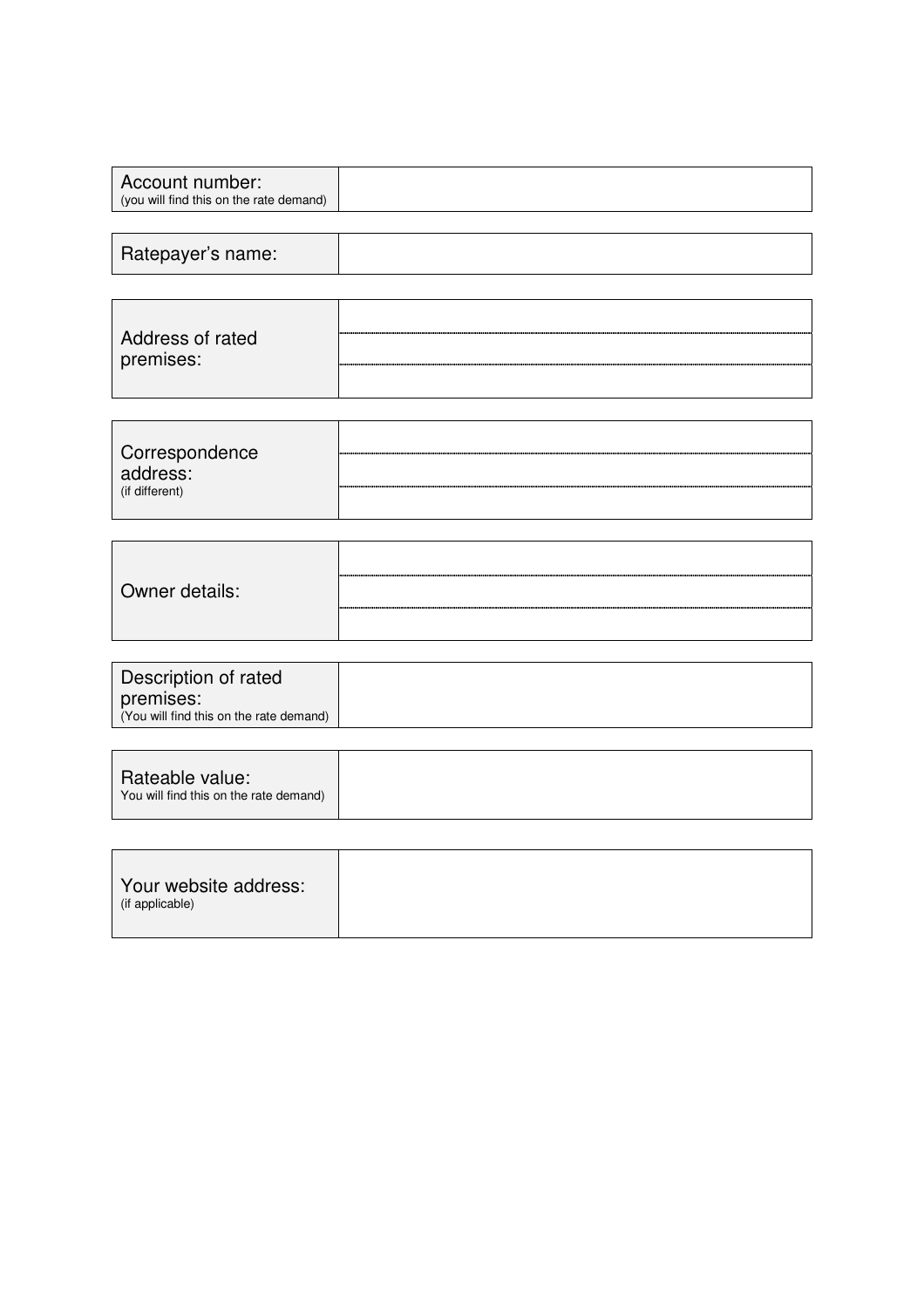| Account number:<br>(you will find this on the rate demand) | |
|---|---|

| Ratepayer's name: | |
|---|---|

| Address of rated premises: | |
|---|---|
| | |
| | |

| Correspondence address:<br>(if different) | |
|---|---|
| | |
| | |

| Owner details: | |
|---|---|
| | |
| | |

| Description of rated premises:<br>(You will find this on the rate demand) | |
|---|---|

| Rateable value:<br>You will find this on the rate demand) | |
|---|---|

| Your website address:<br>(if applicable) | |
|---|---|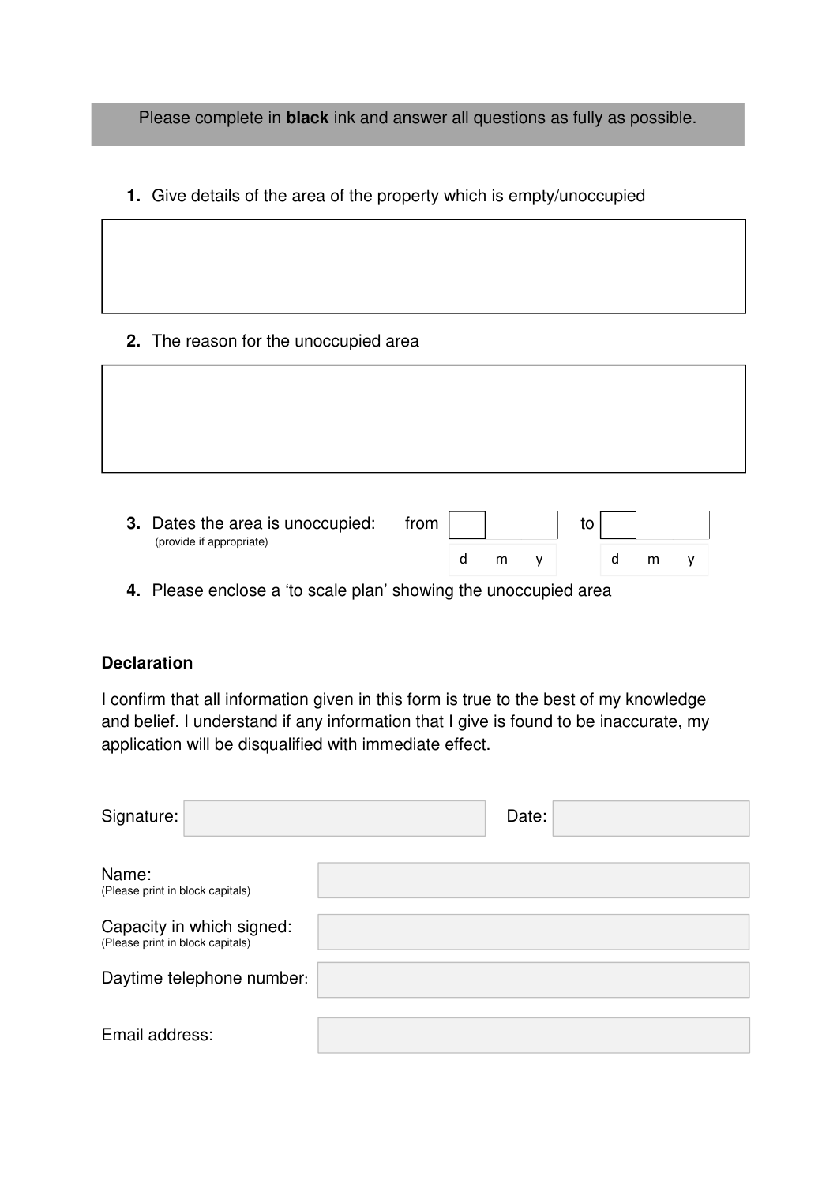Please complete in **black** ink and answer all questions as fully as possible.

1. Give details of the area of the property which is empty/unoccupied

2. The reason for the unoccupied area

3. Dates the area is unoccupied: from d m y to d m y
   (provide if appropriate)

4. Please enclose a 'to scale plan' showing the unoccupied area

**Declaration**

I confirm that all information given in this form is true to the best of my knowledge and belief. I understand if any information that I give is found to be inaccurate, my application will be disqualified with immediate effect.

Signature: Date:

Name:
(Please print in block capitals)

Capacity in which signed:
(Please print in block capitals)

Daytime telephone number:

Email address: